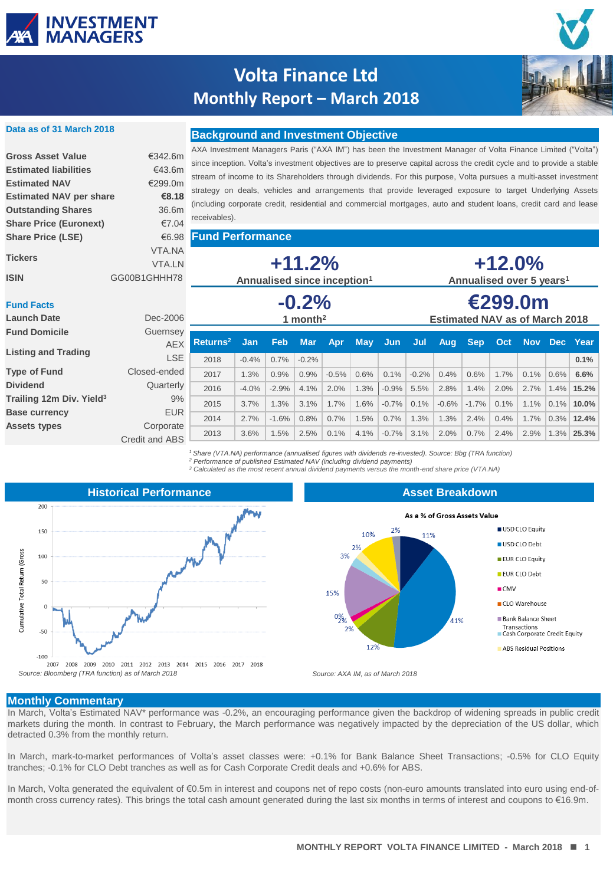# Volta Finance Ltd
## Monthly Report – March 2018

**Data as of 31 March 2018**

| | |
|---|---|
| **Gross Asset Value** | €342.6m |
| **Estimated liabilities** | €43.6m |
| **Estimated NAV** | €299.0m |
| **Estimated NAV per share** | **€8.18** |
| **Outstanding Shares** | 36.6m |
| **Share Price (Euronext)** | €7.04 |
| **Share Price (LSE)** | €6.98 |
| **Tickers** | VTA.NA VTA.LN |
| **ISIN** | GG00B1GHHH78 |

**Fund Facts**

| | |
|---|---|
| **Launch Date** | Dec-2006 |
| **Fund Domicile** | Guernsey |
| **Listing and Trading** | AEX LSE |
| **Type of Fund** | Closed-ended |
| **Dividend** | Quarterly |
| **Trailing 12m Div. Yield**[3] | 9% |
| **Base currency** | EUR |
| **Assets types** | Corporate Credit and ABS |

## Background and Investment Objective

AXA Investment Managers Paris ("AXA IM") has been the Investment Manager of Volta Finance Limited ("Volta") since inception. Volta's investment objectives are to preserve capital across the credit cycle and to provide a stable stream of income to its Shareholders through dividends. For this purpose, Volta pursues a multi-asset investment strategy on deals, vehicles and arrangements that provide leveraged exposure to target Underlying Assets (including corporate credit, residential and commercial mortgages, auto and student loans, credit card and lease receivables).

## Fund Performance

**+11.2%** Annualised since inception[1]

**+12.0%** Annualised over 5 years[1]

**-0.2%** 1 month[2]

**€299.0m** Estimated NAV as of March 2018

| Returns[2] | Jan | Feb | Mar | Apr | May | Jun | Jul | Aug | Sep | Oct | Nov | Dec | Year |
|---|---|---|---|---|---|---|---|---|---|---|---|---|---|
| 2018 | -0.4% | 0.7% | -0.2% | | | | | | | | | | **0.1%** |
| 2017 | 1.3% | 0.9% | 0.9% | -0.5% | 0.6% | 0.1% | -0.2% | 0.4% | 0.6% | 1.7% | 0.1% | 0.6% | **6.6%** |
| 2016 | -4.0% | -2.9% | 4.1% | 2.0% | 1.3% | -0.9% | 5.5% | 2.8% | 1.4% | 2.0% | 2.7% | 1.4% | **15.2%** |
| 2015 | 3.7% | 1.3% | 3.1% | 1.7% | 1.6% | -0.7% | 0.1% | -0.6% | -1.7% | 0.1% | 1.1% | 0.1% | **10.0%** |
| 2014 | 2.7% | -1.6% | 0.8% | 0.7% | 1.5% | 0.7% | 1.3% | 1.3% | 2.4% | 0.4% | 1.7% | 0.3% | **12.4%** |
| 2013 | 3.6% | 1.5% | 2.5% | 0.1% | 4.1% | -0.7% | 3.1% | 2.0% | 0.7% | 2.4% | 2.9% | 1.3% | **25.3%** |

*[1] Share (VTA.NA) performance (annualised figures with dividends re-invested). Source: Bbg (TRA function)*
*[2] Performance of published Estimated NAV (including dividend payments)*
*[3] Calculated as the most recent annual dividend payments versus the month-end share price (VTA.NA)*

## Historical Performance

*Source: Bloomberg (TRA function) as of March 2018*

## Asset Breakdown

As a % of Gross Assets Value

| Asset | % |
|---|---|
| USD CLO Equity | 11% |
| USD CLO Debt | 41% |
| EUR CLO Equity | 12% |
| EUR CLO Debt | 2% |
| CMV | 2% |
| CLO Warehouse | 0% |
| Bank Balance Sheet Transactions | 15% |
| Cash Corporate Credit Equity | 3% |
| ABS Residual Positions | 2% |
| | 10% |
| | 2% |

*Source: AXA IM, as of March 2018*

## Monthly Commentary

In March, Volta's Estimated NAV* performance was -0.2%, an encouraging performance given the backdrop of widening spreads in public credit markets during the month. In contrast to February, the March performance was negatively impacted by the depreciation of the US dollar, which detracted 0.3% from the monthly return.

In March, mark-to-market performances of Volta's asset classes were: +0.1% for Bank Balance Sheet Transactions; -0.5% for CLO Equity tranches; -0.1% for CLO Debt tranches as well as for Cash Corporate Credit deals and +0.6% for ABS.

In March, Volta generated the equivalent of €0.5m in interest and coupons net of repo costs (non-euro amounts translated into euro using end-of-month cross currency rates). This brings the total cash amount generated during the last six months in terms of interest and coupons to €16.9m.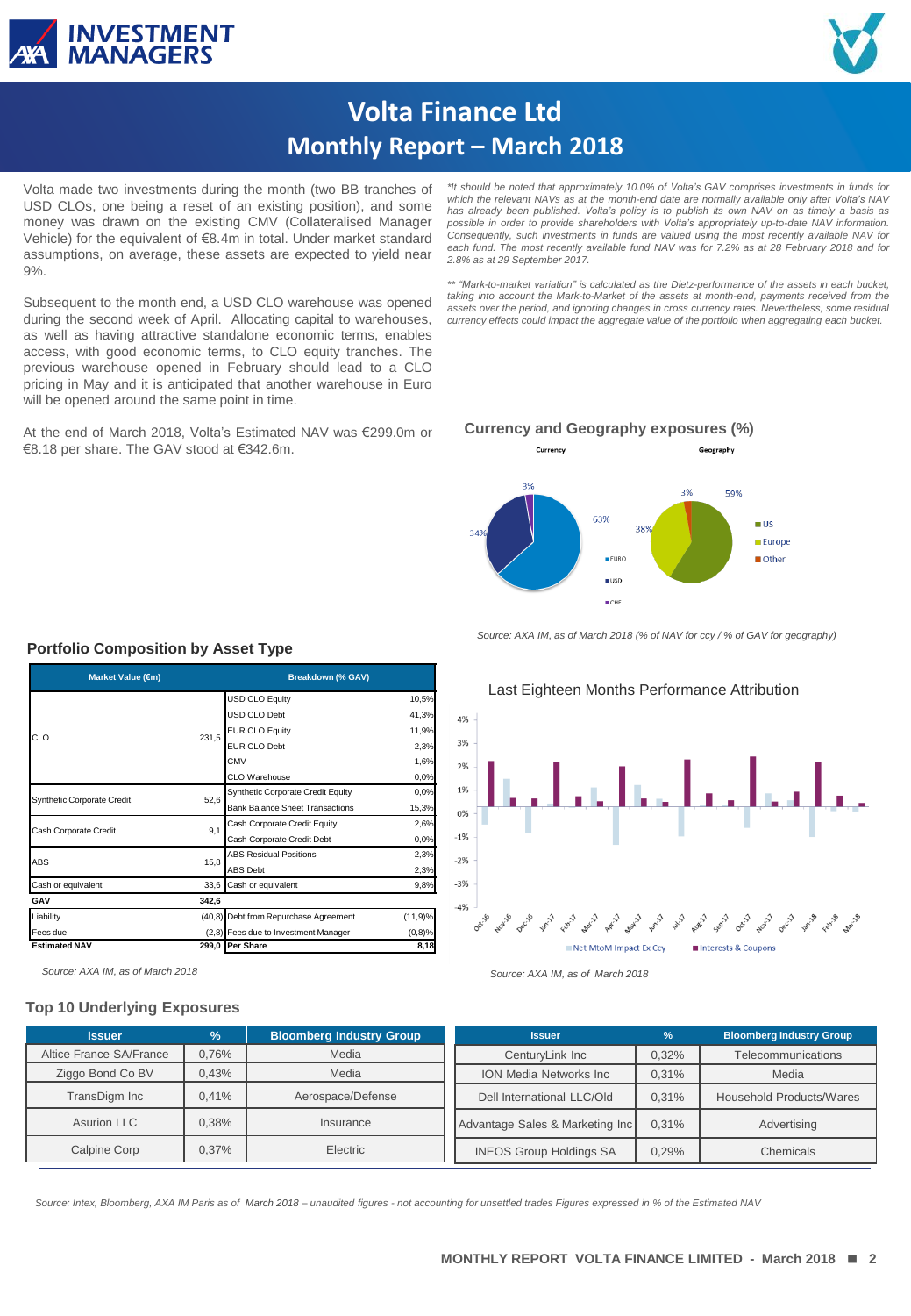# Volta Finance Ltd
## Monthly Report – March 2018

Volta made two investments during the month (two BB tranches of USD CLOs, one being a reset of an existing position), and some money was drawn on the existing CMV (Collateralised Manager Vehicle) for the equivalent of €8.4m in total. Under market standard assumptions, on average, these assets are expected to yield near 9%.

Subsequent to the month end, a USD CLO warehouse was opened during the second week of April. Allocating capital to warehouses, as well as having attractive standalone economic terms, enables access, with good economic terms, to CLO equity tranches. The previous warehouse opened in February should lead to a CLO pricing in May and it is anticipated that another warehouse in Euro will be opened around the same point in time.

At the end of March 2018, Volta's Estimated NAV was €299.0m or €8.18 per share. The GAV stood at €342.6m.

*\*It should be noted that approximately 10.0% of Volta's GAV comprises investments in funds for which the relevant NAVs as at the month-end date are normally available only after Volta's NAV has already been published. Volta's policy is to publish its own NAV on as timely a basis as possible in order to provide shareholders with Volta's appropriately up-to-date NAV information. Consequently, such investments in funds are valued using the most recently available NAV for each fund. The most recently available fund NAV was for 7.2% as at 28 February 2018 and for 2.8% as at 29 September 2017.*

*\*\* "Mark-to-market variation" is calculated as the Dietz-performance of the assets in each bucket, taking into account the Mark-to-Market of the assets at month-end, payments received from the assets over the period, and ignoring changes in cross currency rates. Nevertheless, some residual currency effects could impact the aggregate value of the portfolio when aggregating each bucket.*

### Currency and Geography exposures (%)

| Currency | % |
|---|---|
| EURO | 63% |
| USD | 34% |
| CHF | 3% |

| Geography | % |
|---|---|
| US | 59% |
| Europe | 38% |
| Other | 3% |

*Source: AXA IM, as of March 2018 (% of NAV for ccy / % of GAV for geography)*

### Portfolio Composition by Asset Type

| Market Value (€m) | | Breakdown (% GAV) | |
|---|---|---|---|
| CLO | 231,5 | USD CLO Equity | 10,5% |
| | | USD CLO Debt | 41,3% |
| | | EUR CLO Equity | 11,9% |
| | | EUR CLO Debt | 2,3% |
| | | CMV | 1,6% |
| | | CLO Warehouse | 0,0% |
| Synthetic Corporate Credit | 52,6 | Synthetic Corporate Credit Equity | 0,0% |
| | | Bank Balance Sheet Transactions | 15,3% |
| Cash Corporate Credit | 9,1 | Cash Corporate Credit Equity | 2,6% |
| | | Cash Corporate Credit Debt | 0,0% |
| ABS | 15,8 | ABS Residual Positions | 2,3% |
| | | ABS Debt | 2,3% |
| Cash or equivalent | 33,6 | Cash or equivalent | 9,8% |
| **GAV** | **342,6** | | |
| Liability | (40,8) | Debt from Repurchase Agreement | (11,9)% |
| Fees due | (2,8) | Fees due to Investment Manager | (0,8)% |
| **Estimated NAV** | **299,0** | **Per Share** | **8,18** |

*Source: AXA IM, as of March 2018*

### Last Eighteen Months Performance Attribution

Series: Net MtoM Impact Ex Ccy; Interests & Coupons (Oct-16 to Mar-18)

*Source: AXA IM, as of March 2018*

### Top 10 Underlying Exposures

| Issuer | % | Bloomberg Industry Group |
|---|---|---|
| Altice France SA/France | 0,76% | Media |
| Ziggo Bond Co BV | 0,43% | Media |
| TransDigm Inc | 0,41% | Aerospace/Defense |
| Asurion LLC | 0,38% | Insurance |
| Calpine Corp | 0,37% | Electric |
| CenturyLink Inc | 0,32% | Telecommunications |
| ION Media Networks Inc | 0,31% | Media |
| Dell International LLC/Old | 0,31% | Household Products/Wares |
| Advantage Sales & Marketing Inc | 0,31% | Advertising |
| INEOS Group Holdings SA | 0,29% | Chemicals |

*Source: Intex, Bloomberg, AXA IM Paris as of March 2018 – unaudited figures - not accounting for unsettled trades Figures expressed in % of the Estimated NAV*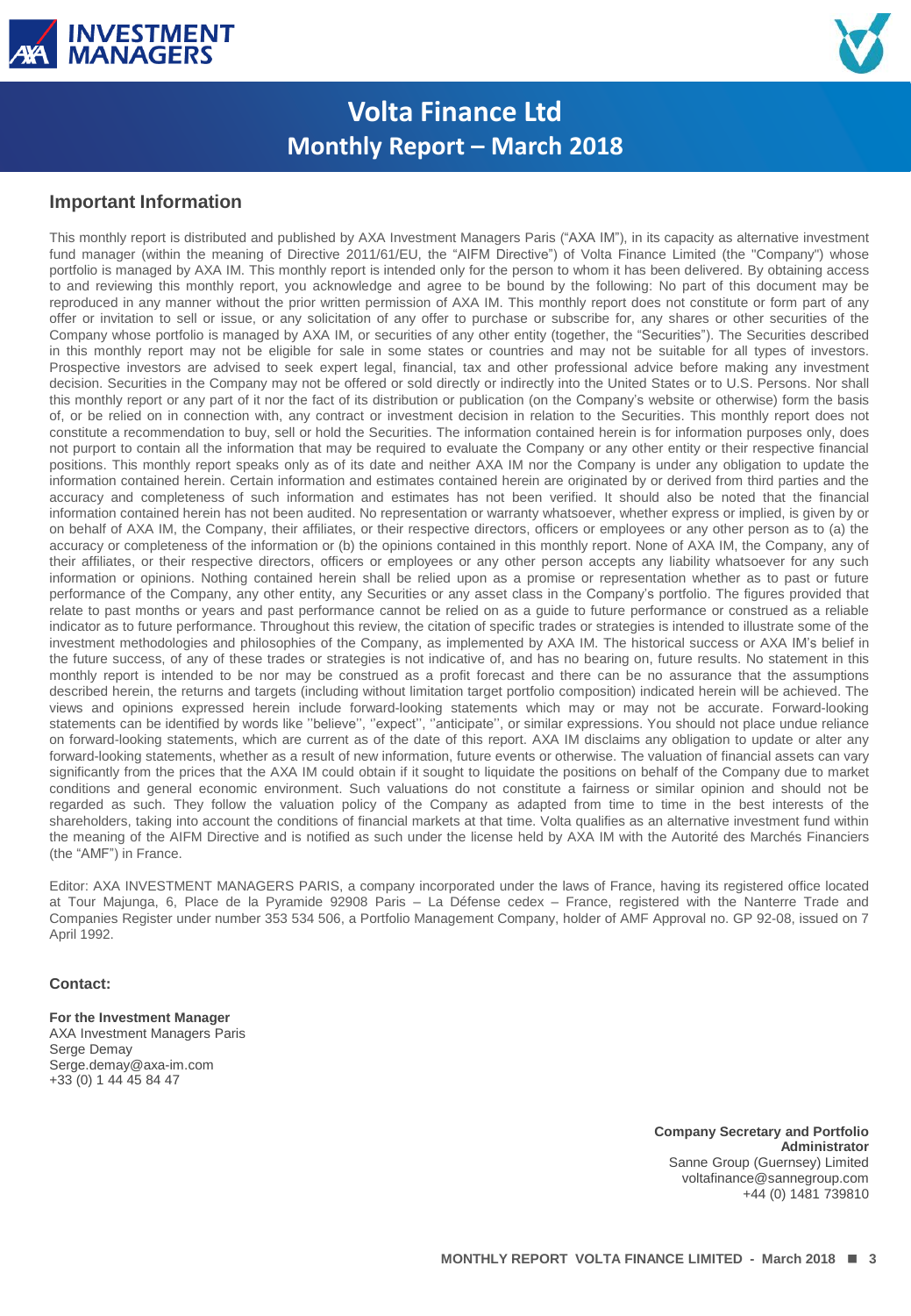# Volta Finance Ltd
## Monthly Report – March 2018

### Important Information

This monthly report is distributed and published by AXA Investment Managers Paris ("AXA IM"), in its capacity as alternative investment fund manager (within the meaning of Directive 2011/61/EU, the "AIFM Directive") of Volta Finance Limited (the "Company") whose portfolio is managed by AXA IM. This monthly report is intended only for the person to whom it has been delivered. By obtaining access to and reviewing this monthly report, you acknowledge and agree to be bound by the following: No part of this document may be reproduced in any manner without the prior written permission of AXA IM. This monthly report does not constitute or form part of any offer or invitation to sell or issue, or any solicitation of any offer to purchase or subscribe for, any shares or other securities of the Company whose portfolio is managed by AXA IM, or securities of any other entity (together, the "Securities"). The Securities described in this monthly report may not be eligible for sale in some states or countries and may not be suitable for all types of investors. Prospective investors are advised to seek expert legal, financial, tax and other professional advice before making any investment decision. Securities in the Company may not be offered or sold directly or indirectly into the United States or to U.S. Persons. Nor shall this monthly report or any part of it nor the fact of its distribution or publication (on the Company's website or otherwise) form the basis of, or be relied on in connection with, any contract or investment decision in relation to the Securities. This monthly report does not constitute a recommendation to buy, sell or hold the Securities. The information contained herein is for information purposes only, does not purport to contain all the information that may be required to evaluate the Company or any other entity or their respective financial positions. This monthly report speaks only as of its date and neither AXA IM nor the Company is under any obligation to update the information contained herein. Certain information and estimates contained herein are originated by or derived from third parties and the accuracy and completeness of such information and estimates has not been verified. It should also be noted that the financial information contained herein has not been audited. No representation or warranty whatsoever, whether express or implied, is given by or on behalf of AXA IM, the Company, their affiliates, or their respective directors, officers or employees or any other person as to (a) the accuracy or completeness of the information or (b) the opinions contained in this monthly report. None of AXA IM, the Company, any of their affiliates, or their respective directors, officers or employees or any other person accepts any liability whatsoever for any such information or opinions. Nothing contained herein shall be relied upon as a promise or representation whether as to past or future performance of the Company, any other entity, any Securities or any asset class in the Company's portfolio. The figures provided that relate to past months or years and past performance cannot be relied on as a guide to future performance or construed as a reliable indicator as to future performance. Throughout this review, the citation of specific trades or strategies is intended to illustrate some of the investment methodologies and philosophies of the Company, as implemented by AXA IM. The historical success or AXA IM's belief in the future success, of any of these trades or strategies is not indicative of, and has no bearing on, future results. No statement in this monthly report is intended to be nor may be construed as a profit forecast and there can be no assurance that the assumptions described herein, the returns and targets (including without limitation target portfolio composition) indicated herein will be achieved. The views and opinions expressed herein include forward-looking statements which may or may not be accurate. Forward-looking statements can be identified by words like ''believe'', ''expect'', ''anticipate'', or similar expressions. You should not place undue reliance on forward-looking statements, which are current as of the date of this report. AXA IM disclaims any obligation to update or alter any forward-looking statements, whether as a result of new information, future events or otherwise. The valuation of financial assets can vary significantly from the prices that the AXA IM could obtain if it sought to liquidate the positions on behalf of the Company due to market conditions and general economic environment. Such valuations do not constitute a fairness or similar opinion and should not be regarded as such. They follow the valuation policy of the Company as adapted from time to time in the best interests of the shareholders, taking into account the conditions of financial markets at that time. Volta qualifies as an alternative investment fund within the meaning of the AIFM Directive and is notified as such under the license held by AXA IM with the Autorité des Marchés Financiers (the "AMF") in France.

Editor: AXA INVESTMENT MANAGERS PARIS, a company incorporated under the laws of France, having its registered office located at Tour Majunga, 6, Place de la Pyramide 92908 Paris – La Défense cedex – France, registered with the Nanterre Trade and Companies Register under number 353 534 506, a Portfolio Management Company, holder of AMF Approval no. GP 92-08, issued on 7 April 1992.

### Contact:

**For the Investment Manager**
AXA Investment Managers Paris
Serge Demay
Serge.demay@axa-im.com
+33 (0) 1 44 45 84 47

**Company Secretary and Portfolio Administrator**
Sanne Group (Guernsey) Limited
voltafinance@sannegroup.com
+44 (0) 1481 739810